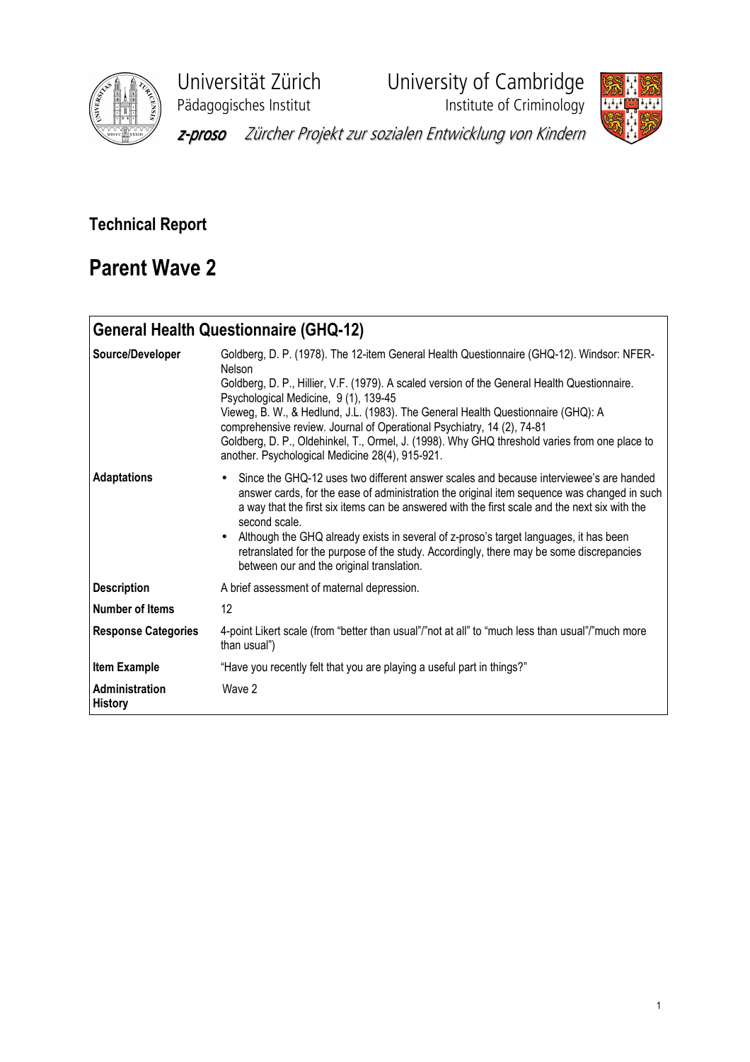Universität Zürich
Pädagogisches Institut

University of Cambridge
Institute of Criminology

*z-proso* *Zürcher Projekt zur sozialen Entwicklung von Kindern*

## Technical Report

# Parent Wave 2

| General Health Questionnaire (GHQ-12) | |
|---|---|
| **Source/Developer** | Goldberg, D. P. (1978). The 12-item General Health Questionnaire (GHQ-12). Windsor: NFER-Nelson<br>Goldberg, D. P., Hillier, V.F. (1979). A scaled version of the General Health Questionnaire. Psychological Medicine, 9 (1), 139-45<br>Vieweg, B. W., & Hedlund, J.L. (1983). The General Health Questionnaire (GHQ): A comprehensive review. Journal of Operational Psychiatry, 14 (2), 74-81<br>Goldberg, D. P., Oldehinkel, T., Ormel, J. (1998). Why GHQ threshold varies from one place to another. Psychological Medicine 28(4), 915-921. |
| **Adaptations** | • Since the GHQ-12 uses two different answer scales and because interviewee's are handed answer cards, for the ease of administration the original item sequence was changed in such a way that the first six items can be answered with the first scale and the next six with the second scale.<br>• Although the GHQ already exists in several of z-proso's target languages, it has been retranslated for the purpose of the study. Accordingly, there may be some discrepancies between our and the original translation. |
| **Description** | A brief assessment of maternal depression. |
| **Number of Items** | 12 |
| **Response Categories** | 4-point Likert scale (from "better than usual"/"not at all" to "much less than usual"/"much more than usual") |
| **Item Example** | "Have you recently felt that you are playing a useful part in things?" |
| **Administration History** | Wave 2 |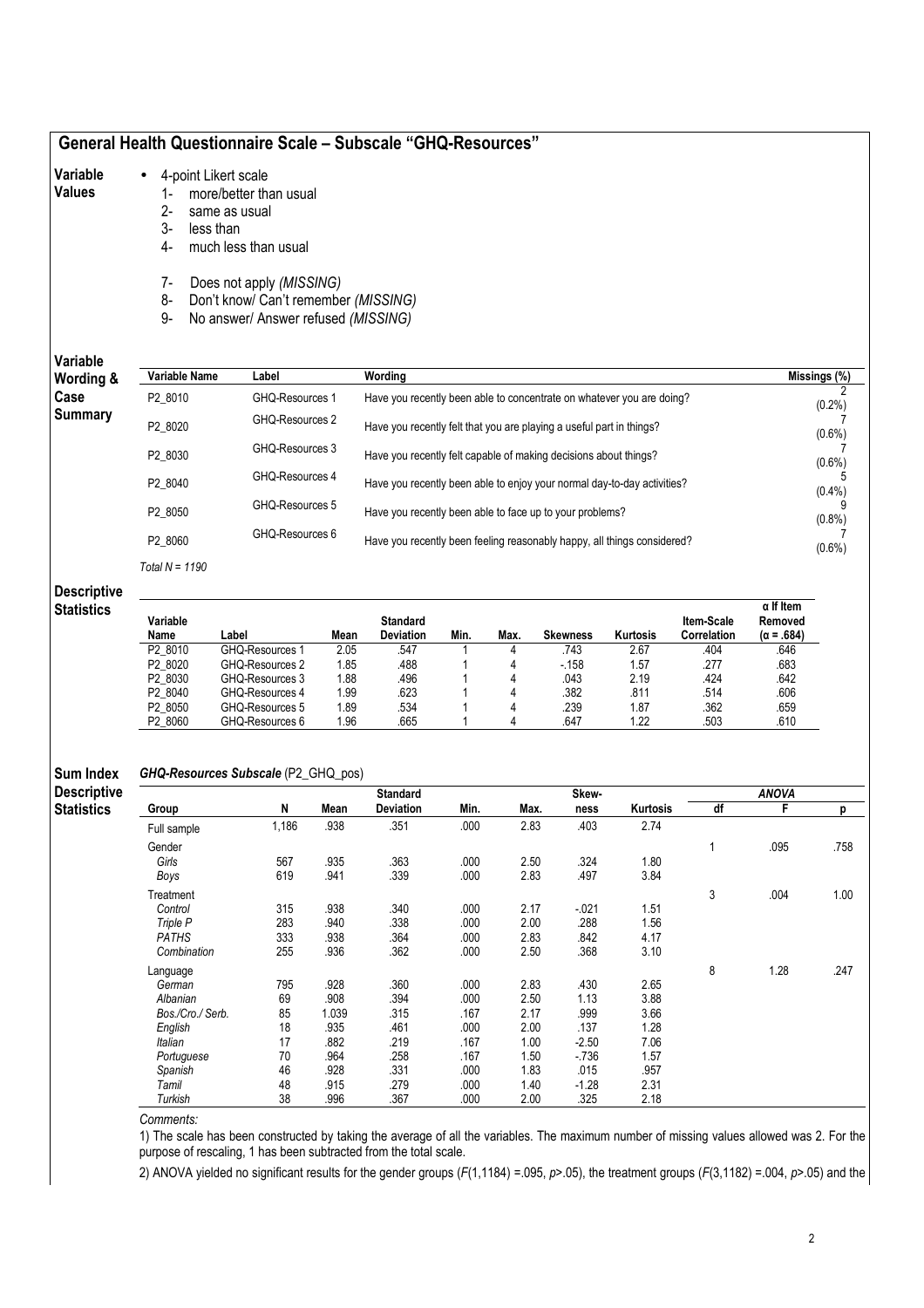## General Health Questionnaire Scale – Subscale "GHQ-Resources"

**Variable Values**

- 4-point Likert scale
  1- more/better than usual
  2- same as usual
  3- less than
  4- much less than usual

  7- Does not apply *(MISSING)*
  8- Don't know/ Can't remember *(MISSING)*
  9- No answer/ Answer refused *(MISSING)*

**Variable Wording & Case Summary**

| Variable Name | Label | Wording | Missings (%) |
|---|---|---|---|
| P2_8010 | GHQ-Resources 1 | Have you recently been able to concentrate on whatever you are doing? | 2 (0.2%) |
| P2_8020 | GHQ-Resources 2 | Have you recently felt that you are playing a useful part in things? | 7 (0.6%) |
| P2_8030 | GHQ-Resources 3 | Have you recently felt capable of making decisions about things? | 7 (0.6%) |
| P2_8040 | GHQ-Resources 4 | Have you recently been able to enjoy your normal day-to-day activities? | 5 (0.4%) |
| P2_8050 | GHQ-Resources 5 | Have you recently been able to face up to your problems? | 9 (0.8%) |
| P2_8060 | GHQ-Resources 6 | Have you recently been feeling reasonably happy, all things considered? | 7 (0.6%) |

*Total N = 1190*

**Descriptive Statistics**

| Variable Name | Label | Mean | Standard Deviation | Min. | Max. | Skewness | Kurtosis | Item-Scale Correlation | α If Item Removed (α = .684) |
|---|---|---|---|---|---|---|---|---|---|
| P2_8010 | GHQ-Resources 1 | 2.05 | .547 | 1 | 4 | .743 | 2.67 | .404 | .646 |
| P2_8020 | GHQ-Resources 2 | 1.85 | .488 | 1 | 4 | -.158 | 1.57 | .277 | .683 |
| P2_8030 | GHQ-Resources 3 | 1.88 | .496 | 1 | 4 | .043 | 2.19 | .424 | .642 |
| P2_8040 | GHQ-Resources 4 | 1.99 | .623 | 1 | 4 | .382 | .811 | .514 | .606 |
| P2_8050 | GHQ-Resources 5 | 1.89 | .534 | 1 | 4 | .239 | 1.87 | .362 | .659 |
| P2_8060 | GHQ-Resources 6 | 1.96 | .665 | 1 | 4 | .647 | 1.22 | .503 | .610 |

**Sum Index Descriptive Statistics**

***GHQ-Resources Subscale*** (P2_GHQ_pos)

| Group | N | Mean | Standard Deviation | Min. | Max. | Skew-ness | Kurtosis | ANOVA df | F | p |
|---|---|---|---|---|---|---|---|---|---|---|
| Full sample | 1,186 | .938 | .351 | .000 | 2.83 | .403 | 2.74 | | | |
| Gender | | | | | | | | 1 | .095 | .758 |
| *Girls* | 567 | .935 | .363 | .000 | 2.50 | .324 | 1.80 | | | |
| *Boys* | 619 | .941 | .339 | .000 | 2.83 | .497 | 3.84 | | | |
| Treatment | | | | | | | | 3 | .004 | 1.00 |
| *Control* | 315 | .938 | .340 | .000 | 2.17 | -.021 | 1.51 | | | |
| *Triple P* | 283 | .940 | .338 | .000 | 2.00 | .288 | 1.56 | | | |
| *PATHS* | 333 | .938 | .364 | .000 | 2.83 | .842 | 4.17 | | | |
| *Combination* | 255 | .936 | .362 | .000 | 2.50 | .368 | 3.10 | | | |
| Language | | | | | | | | 8 | 1.28 | .247 |
| *German* | 795 | .928 | .360 | .000 | 2.83 | .430 | 2.65 | | | |
| *Albanian* | 69 | .908 | .394 | .000 | 2.50 | 1.13 | 3.88 | | | |
| *Bos./Cro./ Serb.* | 85 | 1.039 | .315 | .167 | 2.17 | .999 | 3.66 | | | |
| *English* | 18 | .935 | .461 | .000 | 2.00 | .137 | 1.28 | | | |
| *Italian* | 17 | .882 | .219 | .167 | 1.00 | -2.50 | 7.06 | | | |
| *Portuguese* | 70 | .964 | .258 | .167 | 1.50 | -.736 | 1.57 | | | |
| *Spanish* | 46 | .928 | .331 | .000 | 1.83 | .015 | .957 | | | |
| *Tamil* | 48 | .915 | .279 | .000 | 1.40 | -1.28 | 2.31 | | | |
| *Turkish* | 38 | .996 | .367 | .000 | 2.00 | .325 | 2.18 | | | |

*Comments:*

1) The scale has been constructed by taking the average of all the variables. The maximum number of missing values allowed was 2. For the purpose of rescaling, 1 has been subtracted from the total scale.

2) ANOVA yielded no significant results for the gender groups ($F(1,1184) = .095$, $p > .05$), the treatment groups ($F(3,1182) = .004$, $p > .05$) and the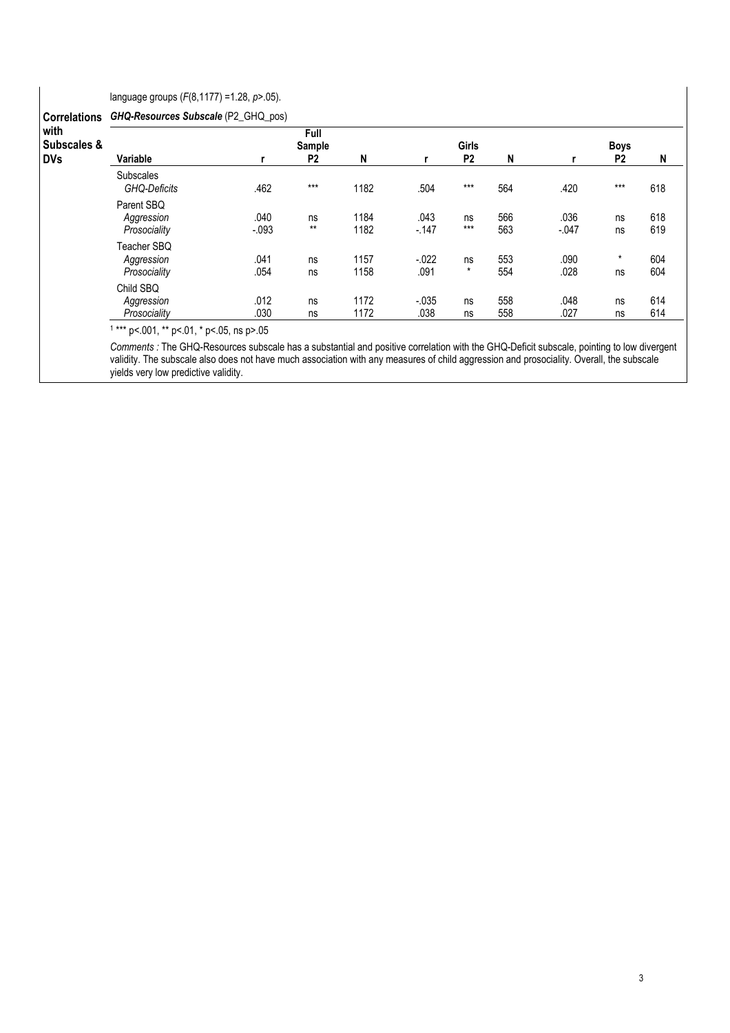language groups ($F(8,1177) = 1.28$, $p > .05$).

**Correlations with Subscales & DVs**

***GHQ-Resources Subscale*** (P2_GHQ_pos)

| Variable | Full Sample r | P2 | N | Girls r | P2 | N | Boys r | P2 | N |
|---|---|---|---|---|---|---|---|---|---|
| Subscales | | | | | | | | | |
| *GHQ-Deficits* | .462 | *** | 1182 | .504 | *** | 564 | .420 | *** | 618 |
| Parent SBQ | | | | | | | | | |
| *Aggression* | .040 | ns | 1184 | .043 | ns | 566 | .036 | ns | 618 |
| *Prosociality* | -.093 | ** | 1182 | -.147 | *** | 563 | -.047 | ns | 619 |
| Teacher SBQ | | | | | | | | | |
| *Aggression* | .041 | ns | 1157 | -.022 | ns | 553 | .090 | * | 604 |
| *Prosociality* | .054 | ns | 1158 | .091 | * | 554 | .028 | ns | 604 |
| Child SBQ | | | | | | | | | |
| *Aggression* | .012 | ns | 1172 | -.035 | ns | 558 | .048 | ns | 614 |
| *Prosociality* | .030 | ns | 1172 | .038 | ns | 558 | .027 | ns | 614 |

[1] *** p<.001, ** p<.01, * p<.05, ns p>.05

*Comments :* The GHQ-Resources subscale has a substantial and positive correlation with the GHQ-Deficit subscale, pointing to low divergent validity. The subscale also does not have much association with any measures of child aggression and prosociality. Overall, the subscale yields very low predictive validity.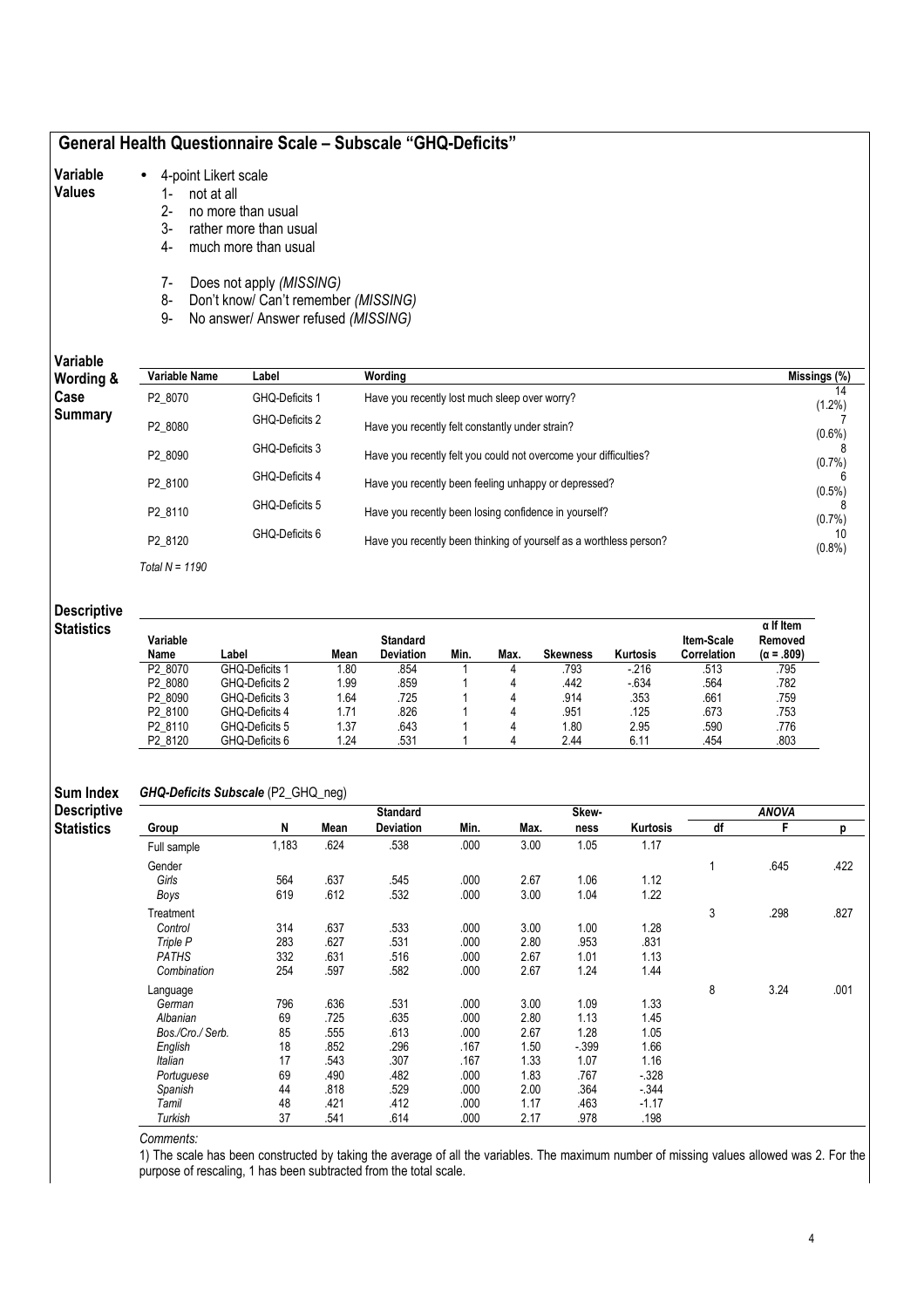## General Health Questionnaire Scale – Subscale "GHQ-Deficits"

**Variable Values**

- 4-point Likert scale
  1- not at all
  2- no more than usual
  3- rather more than usual
  4- much more than usual

  7- Does not apply *(MISSING)*
  8- Don't know/ Can't remember *(MISSING)*
  9- No answer/ Answer refused *(MISSING)*

**Variable Wording & Case Summary**

| Variable Name | Label | Wording | Missings (%) |
|---|---|---|---|
| P2_8070 | GHQ-Deficits 1 | Have you recently lost much sleep over worry? | 14 (1.2%) |
| P2_8080 | GHQ-Deficits 2 | Have you recently felt constantly under strain? | 7 (0.6%) |
| P2_8090 | GHQ-Deficits 3 | Have you recently felt you could not overcome your difficulties? | 8 (0.7%) |
| P2_8100 | GHQ-Deficits 4 | Have you recently been feeling unhappy or depressed? | 6 (0.5%) |
| P2_8110 | GHQ-Deficits 5 | Have you recently been losing confidence in yourself? | 8 (0.7%) |
| P2_8120 | GHQ-Deficits 6 | Have you recently been thinking of yourself as a worthless person? | 10 (0.8%) |

*Total N = 1190*

**Descriptive Statistics**

| Variable Name | Label | Mean | Standard Deviation | Min. | Max. | Skewness | Kurtosis | Item-Scale Correlation | α If Item Removed (α = .809) |
|---|---|---|---|---|---|---|---|---|---|
| P2_8070 | GHQ-Deficits 1 | 1.80 | .854 | 1 | 4 | .793 | -.216 | .513 | .795 |
| P2_8080 | GHQ-Deficits 2 | 1.99 | .859 | 1 | 4 | .442 | -.634 | .564 | .782 |
| P2_8090 | GHQ-Deficits 3 | 1.64 | .725 | 1 | 4 | .914 | .353 | .661 | .759 |
| P2_8100 | GHQ-Deficits 4 | 1.71 | .826 | 1 | 4 | .951 | .125 | .673 | .753 |
| P2_8110 | GHQ-Deficits 5 | 1.37 | .643 | 1 | 4 | 1.80 | 2.95 | .590 | .776 |
| P2_8120 | GHQ-Deficits 6 | 1.24 | .531 | 1 | 4 | 2.44 | 6.11 | .454 | .803 |

**Sum Index Descriptive Statistics**

***GHQ-Deficits Subscale*** **(P2_GHQ_neg)**

| Group | N | Mean | Standard Deviation | Min. | Max. | Skew-ness | Kurtosis | ANOVA df | F | p |
|---|---|---|---|---|---|---|---|---|---|---|
| Full sample | 1,183 | .624 | .538 | .000 | 3.00 | 1.05 | 1.17 | | | |
| Gender | | | | | | | | 1 | .645 | .422 |
| *Girls* | 564 | .637 | .545 | .000 | 2.67 | 1.06 | 1.12 | | | |
| *Boys* | 619 | .612 | .532 | .000 | 3.00 | 1.04 | 1.22 | | | |
| Treatment | | | | | | | | 3 | .298 | .827 |
| *Control* | 314 | .637 | .533 | .000 | 3.00 | 1.00 | 1.28 | | | |
| *Triple P* | 283 | .627 | .531 | .000 | 2.80 | .953 | .831 | | | |
| *PATHS* | 332 | .631 | .516 | .000 | 2.67 | 1.01 | 1.13 | | | |
| *Combination* | 254 | .597 | .582 | .000 | 2.67 | 1.24 | 1.44 | | | |
| Language | | | | | | | | 8 | 3.24 | .001 |
| *German* | 796 | .636 | .531 | .000 | 3.00 | 1.09 | 1.33 | | | |
| *Albanian* | 69 | .725 | .635 | .000 | 2.80 | 1.13 | 1.45 | | | |
| *Bos./Cro./ Serb.* | 85 | .555 | .613 | .000 | 2.67 | 1.28 | 1.05 | | | |
| *English* | 18 | .852 | .296 | .167 | 1.50 | -.399 | 1.66 | | | |
| *Italian* | 17 | .543 | .307 | .167 | 1.33 | 1.07 | 1.16 | | | |
| *Portuguese* | 69 | .490 | .482 | .000 | 1.83 | .767 | -.328 | | | |
| *Spanish* | 44 | .818 | .529 | .000 | 2.00 | .364 | -.344 | | | |
| *Tamil* | 48 | .421 | .412 | .000 | 1.17 | .463 | -1.17 | | | |
| *Turkish* | 37 | .541 | .614 | .000 | 2.17 | .978 | .198 | | | |

*Comments:*

1) The scale has been constructed by taking the average of all the variables. The maximum number of missing values allowed was 2. For the purpose of rescaling, 1 has been subtracted from the total scale.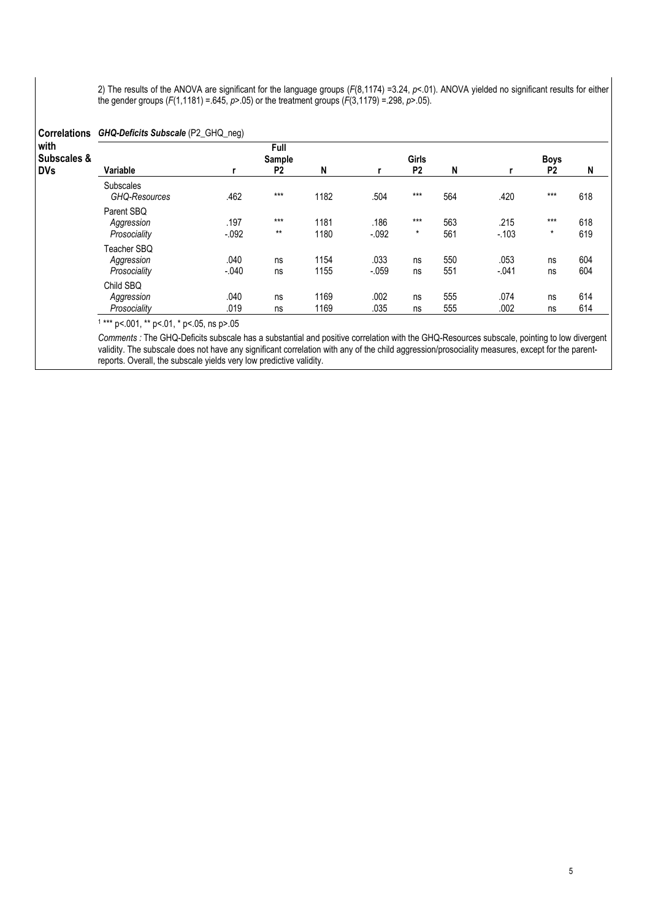2) The results of the ANOVA are significant for the language groups ($F(8,1174) = 3.24$, $p < .01$). ANOVA yielded no significant results for either the gender groups ($F(1,1181) = .645$, $p > .05$) or the treatment groups ($F(3,1179) = .298$, $p > .05$).

**Correlations with Subscales & DVs**

***GHQ-Deficits Subscale*** (P2_GHQ_neg)

| Variable | Full Sample r | Full Sample P2 | Full Sample N | Girls r | Girls P2 | Girls N | Boys r | Boys P2 | Boys N |
|---|---|---|---|---|---|---|---|---|---|
| Subscales | | | | | | | | | |
| *GHQ-Resources* | .462 | *** | 1182 | .504 | *** | 564 | .420 | *** | 618 |
| Parent SBQ | | | | | | | | | |
| *Aggression* | .197 | *** | 1181 | .186 | *** | 563 | .215 | *** | 618 |
| *Prosociality* | -.092 | ** | 1180 | -.092 | * | 561 | -.103 | * | 619 |
| Teacher SBQ | | | | | | | | | |
| *Aggression* | .040 | ns | 1154 | .033 | ns | 550 | .053 | ns | 604 |
| *Prosociality* | -.040 | ns | 1155 | -.059 | ns | 551 | -.041 | ns | 604 |
| Child SBQ | | | | | | | | | |
| *Aggression* | .040 | ns | 1169 | .002 | ns | 555 | .074 | ns | 614 |
| *Prosociality* | .019 | ns | 1169 | .035 | ns | 555 | .002 | ns | 614 |

[1] *** p<.001, ** p<.01, * p<.05, ns p>.05

*Comments :* The GHQ-Deficits subscale has a substantial and positive correlation with the GHQ-Resources subscale, pointing to low divergent validity. The subscale does not have any significant correlation with any of the child aggression/prosociality measures, except for the parent-reports. Overall, the subscale yields very low predictive validity.